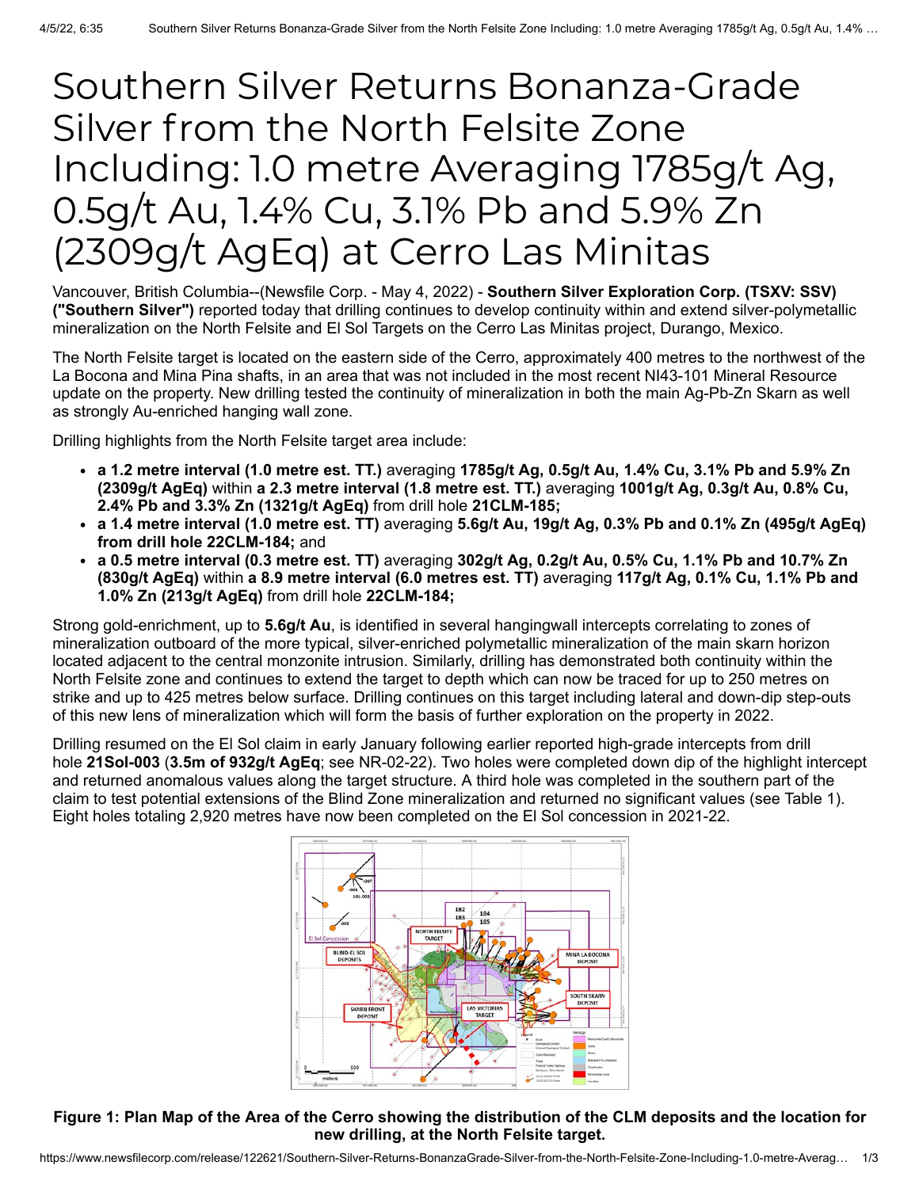# Southern Silver Returns Bonanza-Grade Silver from the North Felsite Zone Including: 1.0 metre Averaging 1785g/t Ag, 0.5g/t Au, 1.4% Cu, 3.1% Pb and 5.9% Zn (2309g/t AgEq) at Cerro Las Minitas

Vancouver, British Columbia--(Newsfile Corp. - May 4, 2022) - **Southern Silver Exploration Corp. (TSXV: SSV) ("Southern Silver")** reported today that drilling continues to develop continuity within and extend silver-polymetallic mineralization on the North Felsite and El Sol Targets on the Cerro Las Minitas project, Durango, Mexico.

The North Felsite target is located on the eastern side of the Cerro, approximately 400 metres to the northwest of the La Bocona and Mina Pina shafts, in an area that was not included in the most recent NI43-101 Mineral Resource update on the property. New drilling tested the continuity of mineralization in both the main Ag-Pb-Zn Skarn as well as strongly Au-enriched hanging wall zone.

Drilling highlights from the North Felsite target area include:

- **a 1.2 metre interval (1.0 metre est. TT.)** averaging **1785g/t Ag, 0.5g/t Au, 1.4% Cu, 3.1% Pb and 5.9% Zn (2309g/t AgEq)** within **a 2.3 metre interval (1.8 metre est. TT.)** averaging **1001g/t Ag, 0.3g/t Au, 0.8% Cu, 2.4% Pb and 3.3% Zn (1321g/t AgEq)** from drill hole **21CLM-185;**
- **a 1.4 metre interval (1.0 metre est. TT)** averaging **5.6g/t Au, 19g/t Ag, 0.3% Pb and 0.1% Zn (495g/t AgEq) from drill hole 22CLM-184;** and
- **a 0.5 metre interval (0.3 metre est. TT)** averaging **302g/t Ag, 0.2g/t Au, 0.5% Cu, 1.1% Pb and 10.7% Zn (830g/t AgEq)** within **a 8.9 metre interval (6.0 metres est. TT)** averaging **117g/t Ag, 0.1% Cu, 1.1% Pb and 1.0% Zn (213g/t AgEq)** from drill hole **22CLM-184;**

Strong gold-enrichment, up to **5.6g/t Au**, is identified in several hangingwall intercepts correlating to zones of mineralization outboard of the more typical, silver-enriched polymetallic mineralization of the main skarn horizon located adjacent to the central monzonite intrusion. Similarly, drilling has demonstrated both continuity within the North Felsite zone and continues to extend the target to depth which can now be traced for up to 250 metres on strike and up to 425 metres below surface. Drilling continues on this target including lateral and down-dip step-outs of this new lens of mineralization which will form the basis of further exploration on the property in 2022.

Drilling resumed on the El Sol claim in early January following earlier reported high-grade intercepts from drill hole **21Sol-003** (**3.5m of 932g/t AgEq**; see NR-02-22). Two holes were completed down dip of the highlight intercept and returned anomalous values along the target structure. A third hole was completed in the southern part of the claim to test potential extensions of the Blind Zone mineralization and returned no significant values (see Table 1). Eight holes totaling 2,920 metres have now been completed on the El Sol concession in 2021-22.

**Figure 1: Plan Map of the Area of the Cerro showing the distribution of the CLM deposits and the location for new drilling, at the North Felsite target.**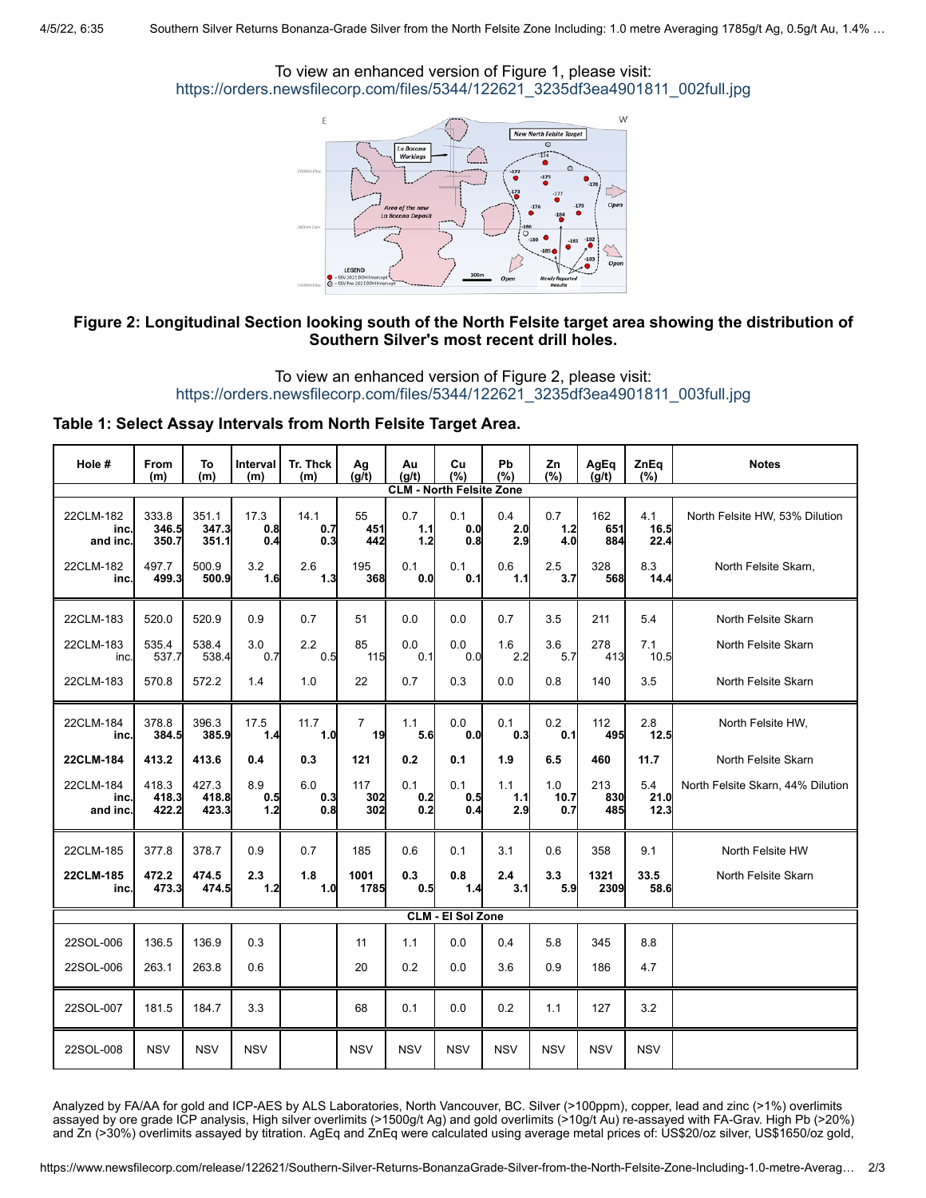To view an enhanced version of Figure 1, please visit:
https://orders.newsfilecorp.com/files/5344/122621_3235df3ea4901811_002full.jpg

**Figure 2: Longitudinal Section looking south of the North Felsite target area showing the distribution of Southern Silver's most recent drill holes.**

To view an enhanced version of Figure 2, please visit:
https://orders.newsfilecorp.com/files/5344/122621_3235df3ea4901811_003full.jpg

**Table 1: Select Assay Intervals from North Felsite Target Area.**

| Hole # | From (m) | To (m) | Interval (m) | Tr. Thck (m) | Ag (g/t) | Au (g/t) | Cu (%) | Pb (%) | Zn (%) | AgEq (g/t) | ZnEq (%) | Notes |
|---|---|---|---|---|---|---|---|---|---|---|---|---|
| **CLM - North Felsite Zone** | | | | | | | | | | | | |
| 22CLM-182 | 333.8 | 351.1 | 17.3 | 14.1 | 55 | 0.7 | 0.1 | 0.4 | 0.7 | 162 | 4.1 | North Felsite HW, 53% Dilution |
| inc. | **346.5** | **347.3** | **0.8** | **0.7** | **451** | **1.1** | **0.0** | **2.0** | **1.2** | **651** | **16.5** | |
| and inc. | **350.7** | **351.1** | **0.4** | **0.3** | **442** | **1.2** | **0.8** | **2.9** | **4.0** | **884** | **22.4** | |
| 22CLM-182 | 497.7 | 500.9 | 3.2 | 2.6 | 195 | 0.1 | 0.1 | 0.6 | 2.5 | 328 | 8.3 | North Felsite Skarn, |
| inc. | **499.3** | **500.9** | **1.6** | **1.3** | **368** | **0.0** | **0.1** | **1.1** | **3.7** | **568** | **14.4** | |
| 22CLM-183 | 520.0 | 520.9 | 0.9 | 0.7 | 51 | 0.0 | 0.0 | 0.7 | 3.5 | 211 | 5.4 | North Felsite Skarn |
| 22CLM-183 | 535.4 | 538.4 | 3.0 | 2.2 | 85 | 0.0 | 0.0 | 1.6 | 3.6 | 278 | 7.1 | North Felsite Skarn |
| inc. | 537.7 | 538.4 | 0.7 | 0.5 | 115 | 0.1 | 0.0 | 2.2 | 5.7 | 413 | 10.5 | |
| 22CLM-183 | 570.8 | 572.2 | 1.4 | 1.0 | 22 | 0.7 | 0.3 | 0.0 | 0.8 | 140 | 3.5 | North Felsite Skarn |
| 22CLM-184 | 378.8 | 396.3 | 17.5 | 11.7 | 7 | 1.1 | 0.0 | 0.1 | 0.2 | 112 | 2.8 | North Felsite HW, |
| inc. | **384.5** | **385.9** | **1.4** | **1.0** | **19** | **5.6** | **0.0** | **0.3** | **0.1** | **495** | **12.5** | |
| **22CLM-184** | **413.2** | **413.6** | **0.4** | **0.3** | **121** | **0.2** | **0.1** | **1.9** | **6.5** | **460** | **11.7** | North Felsite Skarn |
| 22CLM-184 | 418.3 | 427.3 | 8.9 | 6.0 | 117 | 0.1 | 0.1 | 1.1 | 1.0 | 213 | 5.4 | North Felsite Skarn, 44% Dilution |
| inc. | **418.3** | **418.8** | **0.5** | **0.3** | **302** | **0.2** | **0.5** | **1.1** | **10.7** | **830** | **21.0** | |
| and inc. | **422.2** | **423.3** | **1.2** | **0.8** | **302** | **0.2** | **0.4** | **2.9** | **0.7** | **485** | **12.3** | |
| 22CLM-185 | 377.8 | 378.7 | 0.9 | 0.7 | 185 | 0.6 | 0.1 | 3.1 | 0.6 | 358 | 9.1 | North Felsite HW |
| **22CLM-185** | **472.2** | **474.5** | **2.3** | **1.8** | **1001** | **0.3** | **0.8** | **2.4** | **3.3** | **1321** | **33.5** | North Felsite Skarn |
| inc. | **473.3** | **474.5** | **1.2** | **1.0** | **1785** | **0.5** | **1.4** | **3.1** | **5.9** | **2309** | **58.6** | |
| **CLM - El Sol Zone** | | | | | | | | | | | | |
| 22SOL-006 | 136.5 | 136.9 | 0.3 | | 11 | 1.1 | 0.0 | 0.4 | 5.8 | 345 | 8.8 | |
| 22SOL-006 | 263.1 | 263.8 | 0.6 | | 20 | 0.2 | 0.0 | 3.6 | 0.9 | 186 | 4.7 | |
| 22SOL-007 | 181.5 | 184.7 | 3.3 | | 68 | 0.1 | 0.0 | 0.2 | 1.1 | 127 | 3.2 | |
| 22SOL-008 | NSV | NSV | NSV | | NSV | NSV | NSV | NSV | NSV | NSV | NSV | |

Analyzed by FA/AA for gold and ICP-AES by ALS Laboratories, North Vancouver, BC. Silver (>100ppm), copper, lead and zinc (>1%) overlimits assayed by ore grade ICP analysis, High silver overlimits (>1500g/t Ag) and gold overlimits (>10g/t Au) re-assayed with FA-Grav. High Pb (>20%) and Zn (>30%) overlimits assayed by titration. AgEq and ZnEq were calculated using average metal prices of: US$20/oz silver, US$1650/oz gold,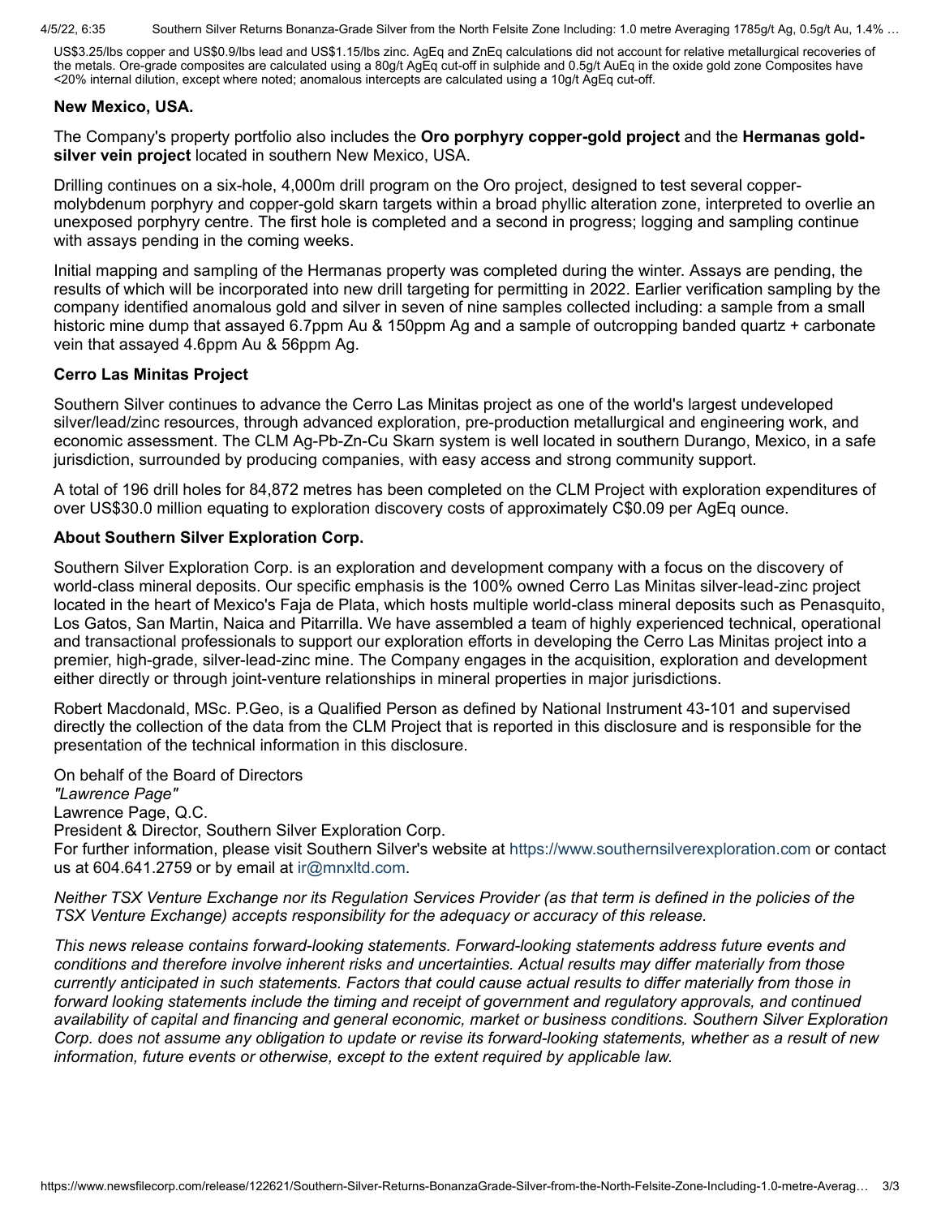US$3.25/lbs copper and US$0.9/lbs lead and US$1.15/lbs zinc. AgEq and ZnEq calculations did not account for relative metallurgical recoveries of the metals. Ore-grade composites are calculated using a 80g/t AgEq cut-off in sulphide and 0.5g/t AuEq in the oxide gold zone Composites have <20% internal dilution, except where noted; anomalous intercepts are calculated using a 10g/t AgEq cut-off.

**New Mexico, USA.**

The Company's property portfolio also includes the **Oro porphyry copper-gold project** and the **Hermanas gold-silver vein project** located in southern New Mexico, USA.

Drilling continues on a six-hole, 4,000m drill program on the Oro project, designed to test several copper-molybdenum porphyry and copper-gold skarn targets within a broad phyllic alteration zone, interpreted to overlie an unexposed porphyry centre. The first hole is completed and a second in progress; logging and sampling continue with assays pending in the coming weeks.

Initial mapping and sampling of the Hermanas property was completed during the winter. Assays are pending, the results of which will be incorporated into new drill targeting for permitting in 2022. Earlier verification sampling by the company identified anomalous gold and silver in seven of nine samples collected including: a sample from a small historic mine dump that assayed 6.7ppm Au & 150ppm Ag and a sample of outcropping banded quartz + carbonate vein that assayed 4.6ppm Au & 56ppm Ag.

**Cerro Las Minitas Project**

Southern Silver continues to advance the Cerro Las Minitas project as one of the world's largest undeveloped silver/lead/zinc resources, through advanced exploration, pre-production metallurgical and engineering work, and economic assessment. The CLM Ag-Pb-Zn-Cu Skarn system is well located in southern Durango, Mexico, in a safe jurisdiction, surrounded by producing companies, with easy access and strong community support.

A total of 196 drill holes for 84,872 metres has been completed on the CLM Project with exploration expenditures of over US$30.0 million equating to exploration discovery costs of approximately C$0.09 per AgEq ounce.

**About Southern Silver Exploration Corp.**

Southern Silver Exploration Corp. is an exploration and development company with a focus on the discovery of world-class mineral deposits. Our specific emphasis is the 100% owned Cerro Las Minitas silver-lead-zinc project located in the heart of Mexico's Faja de Plata, which hosts multiple world-class mineral deposits such as Penasquito, Los Gatos, San Martin, Naica and Pitarrilla. We have assembled a team of highly experienced technical, operational and transactional professionals to support our exploration efforts in developing the Cerro Las Minitas project into a premier, high-grade, silver-lead-zinc mine. The Company engages in the acquisition, exploration and development either directly or through joint-venture relationships in mineral properties in major jurisdictions.

Robert Macdonald, MSc. P.Geo, is a Qualified Person as defined by National Instrument 43-101 and supervised directly the collection of the data from the CLM Project that is reported in this disclosure and is responsible for the presentation of the technical information in this disclosure.

On behalf of the Board of Directors
*"Lawrence Page"*
Lawrence Page, Q.C.
President & Director, Southern Silver Exploration Corp.
For further information, please visit Southern Silver's website at https://www.southernsilverexploration.com or contact us at 604.641.2759 or by email at ir@mnxltd.com.

*Neither TSX Venture Exchange nor its Regulation Services Provider (as that term is defined in the policies of the TSX Venture Exchange) accepts responsibility for the adequacy or accuracy of this release.*

*This news release contains forward-looking statements. Forward-looking statements address future events and conditions and therefore involve inherent risks and uncertainties. Actual results may differ materially from those currently anticipated in such statements. Factors that could cause actual results to differ materially from those in forward looking statements include the timing and receipt of government and regulatory approvals, and continued availability of capital and financing and general economic, market or business conditions. Southern Silver Exploration Corp. does not assume any obligation to update or revise its forward-looking statements, whether as a result of new information, future events or otherwise, except to the extent required by applicable law.*